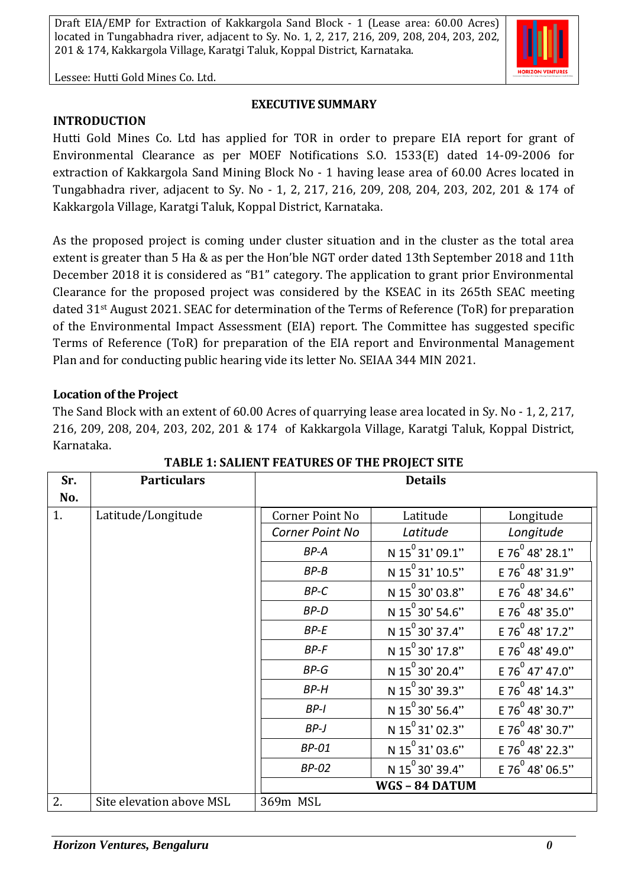## EXECUTIVE SUMMARY

### INTRODUCTION

Hutti Gold Mines Co. Ltd has applied for TOR in order to prepare EIA report for grant of Environmental Clearance as per MOEF Notifications S.O. 1533(E) dated 14-09-2006 for extraction of Kakkargola Sand Mining Block No - 1 having lease area of 60.00 Acres located in Tungabhadra river, adjacent to Sy. No - 1, 2, 217, 216, 209, 208, 204, 203, 202, 201 & 174 of Kakkargola Village, Karatgi Taluk, Koppal District, Karnataka.

As the proposed project is coming under cluster situation and in the cluster as the total area extent is greater than 5 Ha & as per the Hon'ble NGT order dated 13th September 2018 and 11th December 2018 it is considered as "B1" category. The application to grant prior Environmental Clearance for the proposed project was considered by the KSEAC in its 265th SEAC meeting dated 31st August 2021. SEAC for determination of the Terms of Reference (ToR) for preparation of the Environmental Impact Assessment (EIA) report. The Committee has suggested specific Terms of Reference (ToR) for preparation of the EIA report and Environmental Management Plan and for conducting public hearing vide its letter No. SEIAA 344 MIN 2021.

### Location of the Project

The Sand Block with an extent of 60.00 Acres of quarrying lease area located in Sy. No - 1, 2, 217, 216, 209, 208, 204, 203, 202, 201 & 174 of Kakkargola Village, Karatgi Taluk, Koppal District, Karnataka.

**TABLE 1: SALIENT FEATURES OF THE PROJECT SITE**

| Sr. No. | Particulars | Details | | |
|---|---|---|---|---|
| 1. | Latitude/Longitude | Corner Point No | Latitude | Longitude |
| | | *Corner Point No* | *Latitude* | *Longitude* |
| | | *BP-A* | N 15$^0$ 31' 09.1" | E 76$^0$ 48' 28.1" |
| | | *BP-B* | N 15$^0$ 31' 10.5" | E 76$^0$ 48' 31.9" |
| | | *BP-C* | N 15$^0$ 30' 03.8" | E 76$^0$ 48' 34.6" |
| | | *BP-D* | N 15$^0$ 30' 54.6" | E 76$^0$ 48' 35.0" |
| | | *BP-E* | N 15$^0$ 30' 37.4" | E 76$^0$ 48' 17.2" |
| | | *BP-F* | N 15$^0$ 30' 17.8" | E 76$^0$ 48' 49.0" |
| | | *BP-G* | N 15$^0$ 30' 20.4" | E 76$^0$ 47' 47.0" |
| | | *BP-H* | N 15$^0$ 30' 39.3" | E 76$^0$ 48' 14.3" |
| | | *BP-I* | N 15$^0$ 30' 56.4" | E 76$^0$ 48' 30.7" |
| | | *BP-J* | N 15$^0$ 31' 02.3" | E 76$^0$ 48' 30.7" |
| | | *BP-01* | N 15$^0$ 31' 03.6" | E 76$^0$ 48' 22.3" |
| | | *BP-02* | N 15$^0$ 30' 39.4" | E 76$^0$ 48' 06.5" |
| | | **WGS – 84 DATUM** | | |
| 2. | Site elevation above MSL | 369m MSL | | |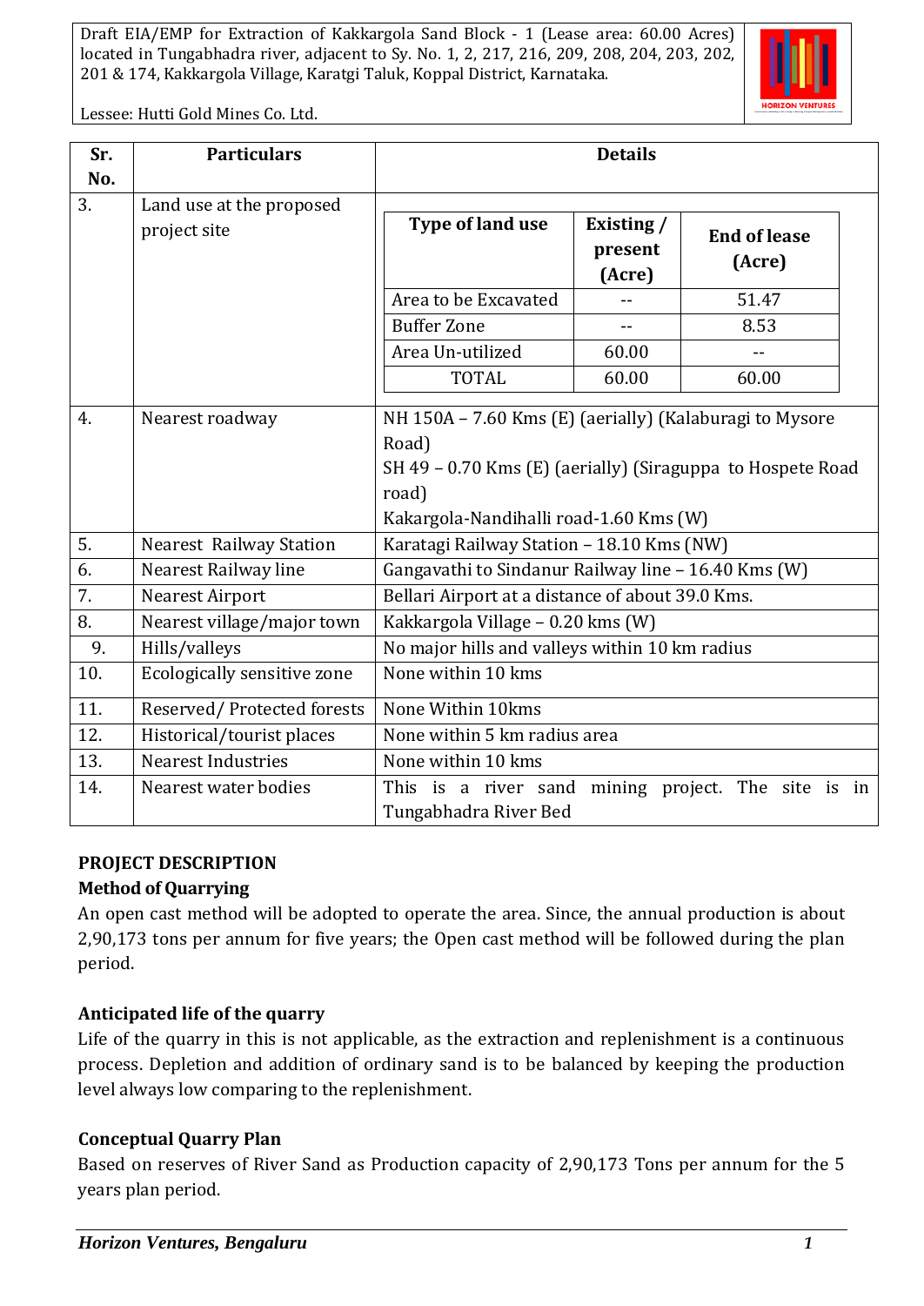| Sr. No. | Particulars | Details |
|---|---|---|
| 3. | Land use at the proposed project site | Type of land use / Existing / present (Acre) / End of lease (Acre):<br>Area to be Excavated: -- / 51.47<br>Buffer Zone: -- / 8.53<br>Area Un-utilized: 60.00 / --<br>TOTAL: 60.00 / 60.00 |
| 4. | Nearest roadway | NH 150A – 7.60 Kms (E) (aerially) (Kalaburagi to Mysore Road)<br>SH 49 – 0.70 Kms (E) (aerially) (Siraguppa to Hospete Road road)<br>Kakargola-Nandihalli road-1.60 Kms (W) |
| 5. | Nearest Railway Station | Karatagi Railway Station – 18.10 Kms (NW) |
| 6. | Nearest Railway line | Gangavathi to Sindanur Railway line – 16.40 Kms (W) |
| 7. | Nearest Airport | Bellari Airport at a distance of about 39.0 Kms. |
| 8. | Nearest village/major town | Kakkargola Village – 0.20 kms (W) |
| 9. | Hills/valleys | No major hills and valleys within 10 km radius |
| 10. | Ecologically sensitive zone | None within 10 kms |
| 11. | Reserved/ Protected forests | None Within 10kms |
| 12. | Historical/tourist places | None within 5 km radius area |
| 13. | Nearest Industries | None within 10 kms |
| 14. | Nearest water bodies | This is a river sand mining project. The site is in Tungabhadra River Bed |

**PROJECT DESCRIPTION**

**Method of Quarrying**

An open cast method will be adopted to operate the area. Since, the annual production is about 2,90,173 tons per annum for five years; the Open cast method will be followed during the plan period.

**Anticipated life of the quarry**

Life of the quarry in this is not applicable, as the extraction and replenishment is a continuous process. Depletion and addition of ordinary sand is to be balanced by keeping the production level always low comparing to the replenishment.

**Conceptual Quarry Plan**

Based on reserves of River Sand as Production capacity of 2,90,173 Tons per annum for the 5 years plan period.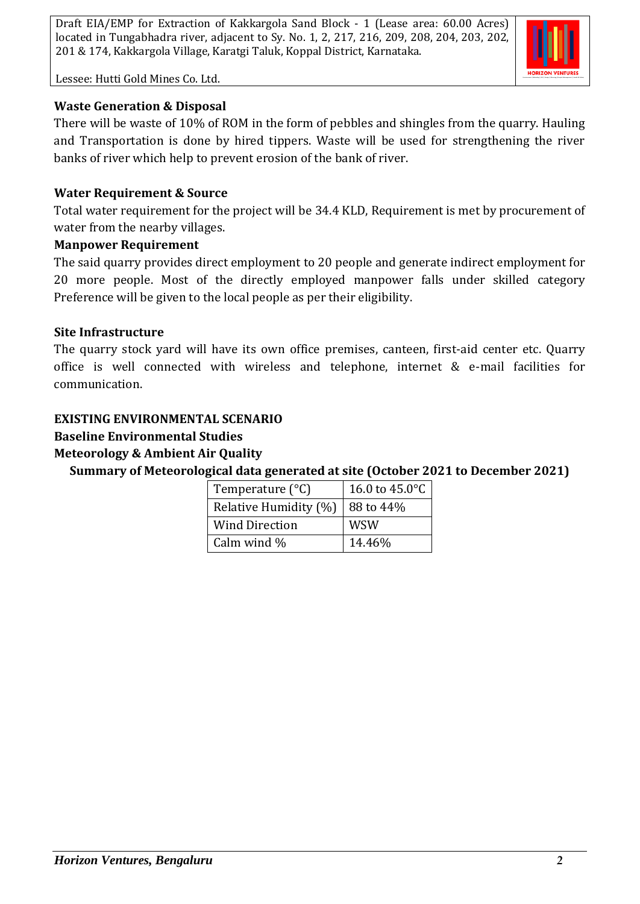**Waste Generation & Disposal**

There will be waste of 10% of ROM in the form of pebbles and shingles from the quarry. Hauling and Transportation is done by hired tippers. Waste will be used for strengthening the river banks of river which help to prevent erosion of the bank of river.

**Water Requirement & Source**

Total water requirement for the project will be 34.4 KLD, Requirement is met by procurement of water from the nearby villages.

**Manpower Requirement**

The said quarry provides direct employment to 20 people and generate indirect employment for 20 more people. Most of the directly employed manpower falls under skilled category Preference will be given to the local people as per their eligibility.

**Site Infrastructure**

The quarry stock yard will have its own office premises, canteen, first-aid center etc. Quarry office is well connected with wireless and telephone, internet & e-mail facilities for communication.

**EXISTING ENVIRONMENTAL SCENARIO**

**Baseline Environmental Studies**

**Meteorology & Ambient Air Quality**

**Summary of Meteorological data generated at site (October 2021 to December 2021)**

| Temperature (°C) | 16.0 to 45.0°C |
|---|---|
| Relative Humidity (%) | 88 to 44% |
| Wind Direction | WSW |
| Calm wind % | 14.46% |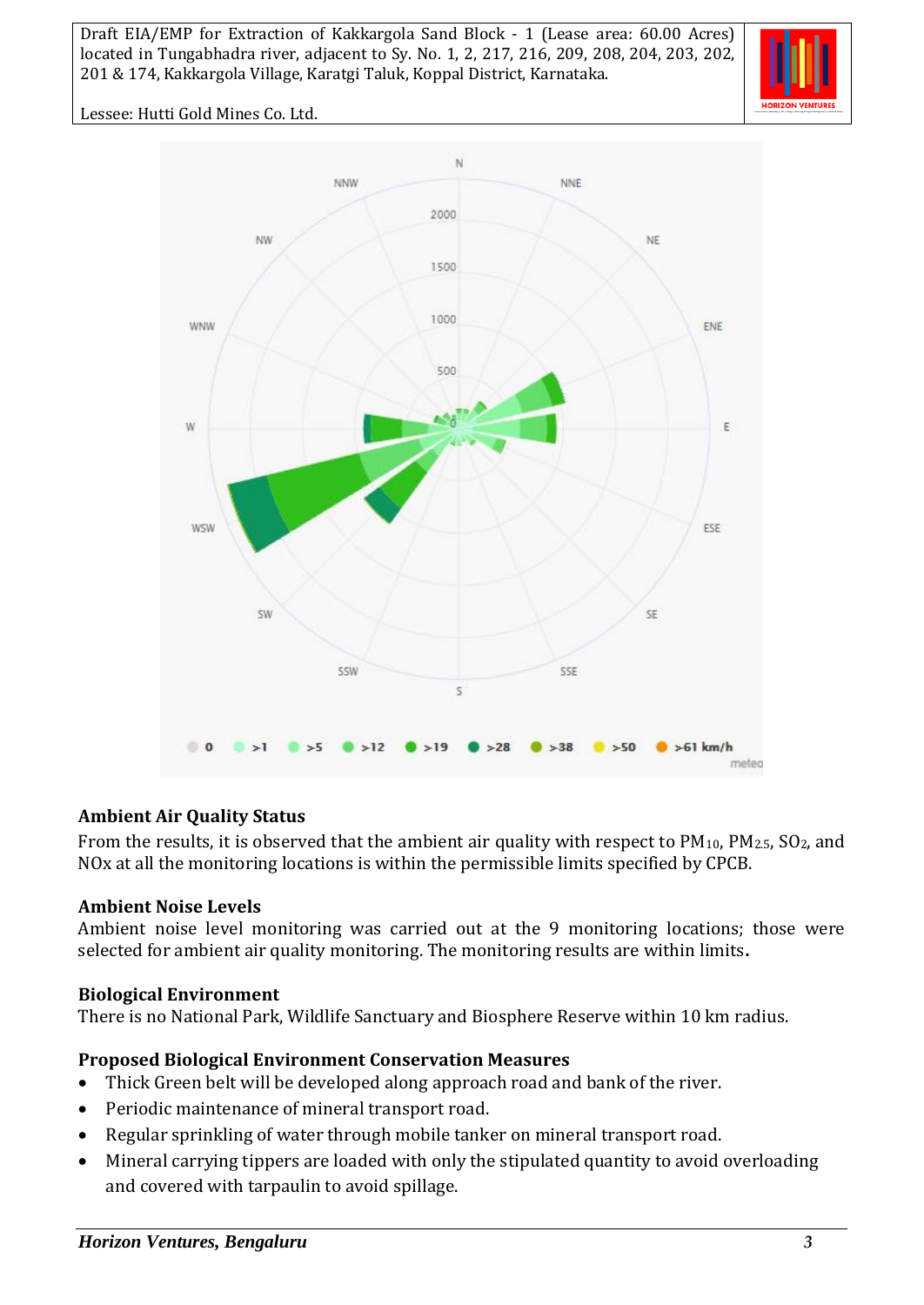## Ambient Air Quality Status

From the results, it is observed that the ambient air quality with respect to $PM_{10}$, $PM_{2.5}$, $SO_2$, and NOx at all the monitoring locations is within the permissible limits specified by CPCB.

## Ambient Noise Levels

Ambient noise level monitoring was carried out at the 9 monitoring locations; those were selected for ambient air quality monitoring. The monitoring results are within limits.

## Biological Environment

There is no National Park, Wildlife Sanctuary and Biosphere Reserve within 10 km radius.

## Proposed Biological Environment Conservation Measures

- Thick Green belt will be developed along approach road and bank of the river.
- Periodic maintenance of mineral transport road.
- Regular sprinkling of water through mobile tanker on mineral transport road.
- Mineral carrying tippers are loaded with only the stipulated quantity to avoid overloading and covered with tarpaulin to avoid spillage.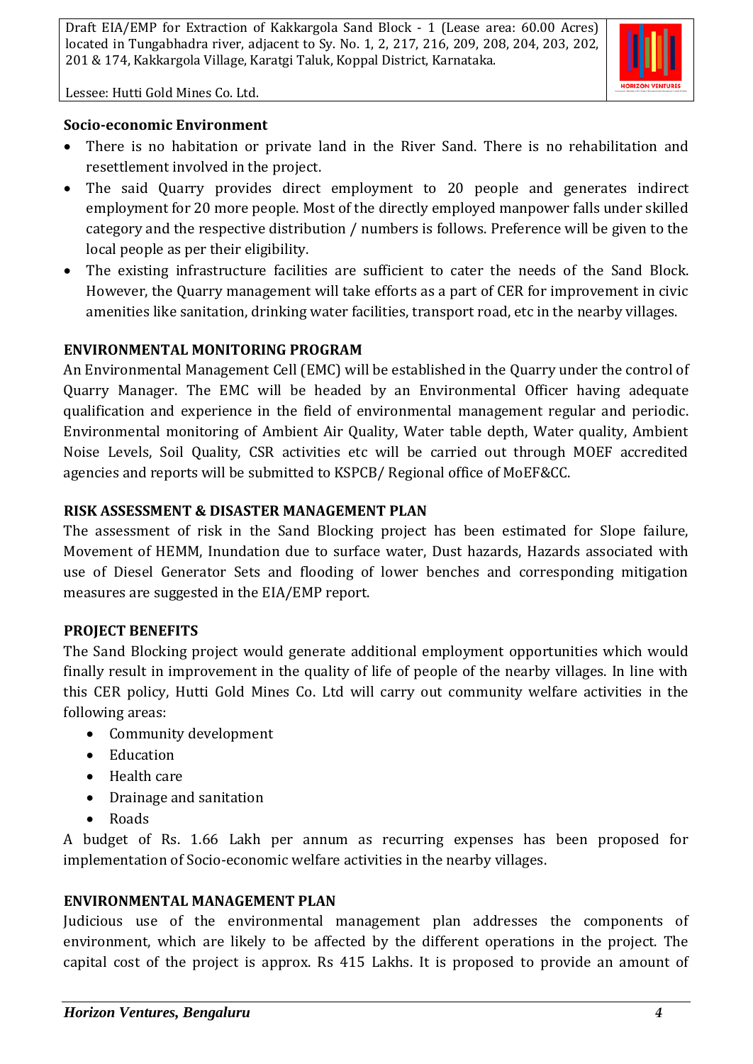**Socio-economic Environment**

- There is no habitation or private land in the River Sand. There is no rehabilitation and resettlement involved in the project.
- The said Quarry provides direct employment to 20 people and generates indirect employment for 20 more people. Most of the directly employed manpower falls under skilled category and the respective distribution / numbers is follows. Preference will be given to the local people as per their eligibility.
- The existing infrastructure facilities are sufficient to cater the needs of the Sand Block. However, the Quarry management will take efforts as a part of CER for improvement in civic amenities like sanitation, drinking water facilities, transport road, etc in the nearby villages.

**ENVIRONMENTAL MONITORING PROGRAM**

An Environmental Management Cell (EMC) will be established in the Quarry under the control of Quarry Manager. The EMC will be headed by an Environmental Officer having adequate qualification and experience in the field of environmental management regular and periodic. Environmental monitoring of Ambient Air Quality, Water table depth, Water quality, Ambient Noise Levels, Soil Quality, CSR activities etc will be carried out through MOEF accredited agencies and reports will be submitted to KSPCB/ Regional office of MoEF&CC.

**RISK ASSESSMENT & DISASTER MANAGEMENT PLAN**

The assessment of risk in the Sand Blocking project has been estimated for Slope failure, Movement of HEMM, Inundation due to surface water, Dust hazards, Hazards associated with use of Diesel Generator Sets and flooding of lower benches and corresponding mitigation measures are suggested in the EIA/EMP report.

**PROJECT BENEFITS**

The Sand Blocking project would generate additional employment opportunities which would finally result in improvement in the quality of life of people of the nearby villages. In line with this CER policy, Hutti Gold Mines Co. Ltd will carry out community welfare activities in the following areas:

- Community development
- Education
- Health care
- Drainage and sanitation
- Roads

A budget of Rs. 1.66 Lakh per annum as recurring expenses has been proposed for implementation of Socio-economic welfare activities in the nearby villages.

**ENVIRONMENTAL MANAGEMENT PLAN**

Judicious use of the environmental management plan addresses the components of environment, which are likely to be affected by the different operations in the project. The capital cost of the project is approx. Rs 415 Lakhs. It is proposed to provide an amount of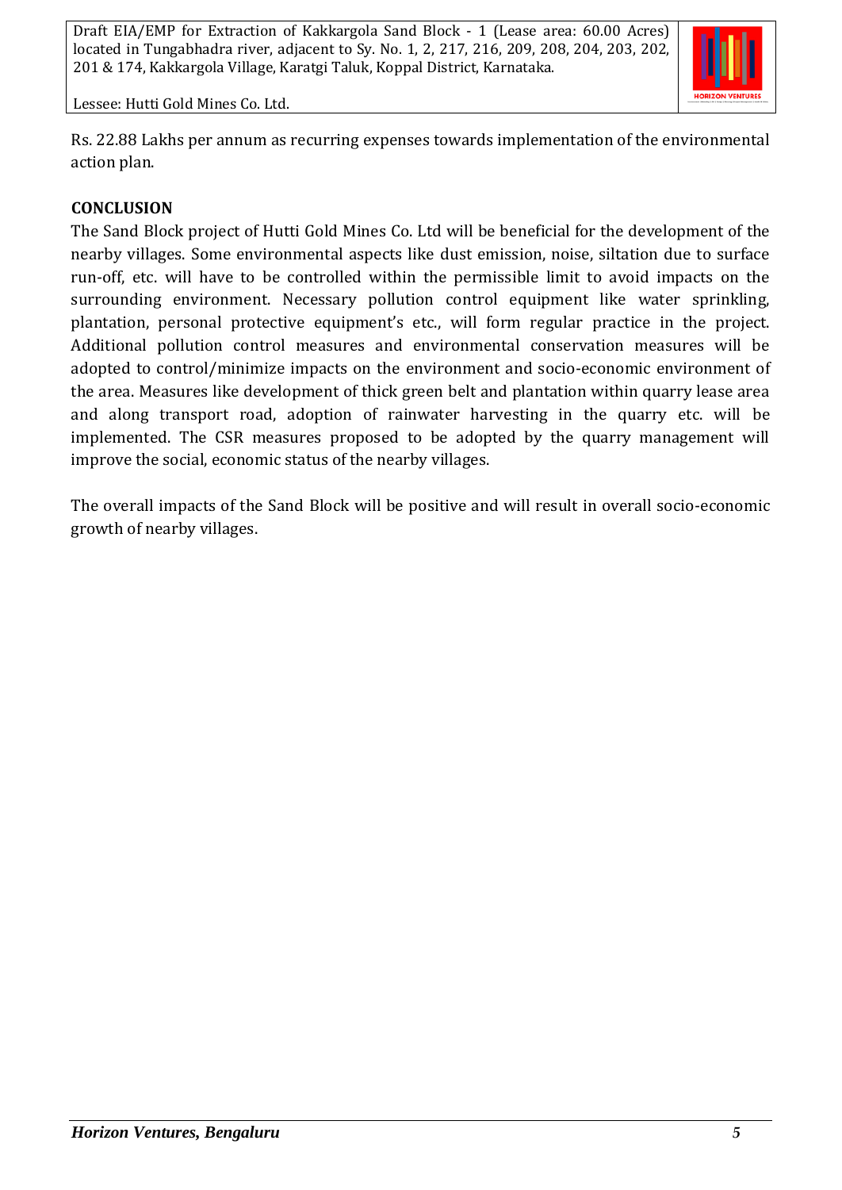Rs. 22.88 Lakhs per annum as recurring expenses towards implementation of the environmental action plan.

**CONCLUSION**

The Sand Block project of Hutti Gold Mines Co. Ltd will be beneficial for the development of the nearby villages. Some environmental aspects like dust emission, noise, siltation due to surface run-off, etc. will have to be controlled within the permissible limit to avoid impacts on the surrounding environment. Necessary pollution control equipment like water sprinkling, plantation, personal protective equipment's etc., will form regular practice in the project. Additional pollution control measures and environmental conservation measures will be adopted to control/minimize impacts on the environment and socio-economic environment of the area. Measures like development of thick green belt and plantation within quarry lease area and along transport road, adoption of rainwater harvesting in the quarry etc. will be implemented. The CSR measures proposed to be adopted by the quarry management will improve the social, economic status of the nearby villages.

The overall impacts of the Sand Block will be positive and will result in overall socio-economic growth of nearby villages.